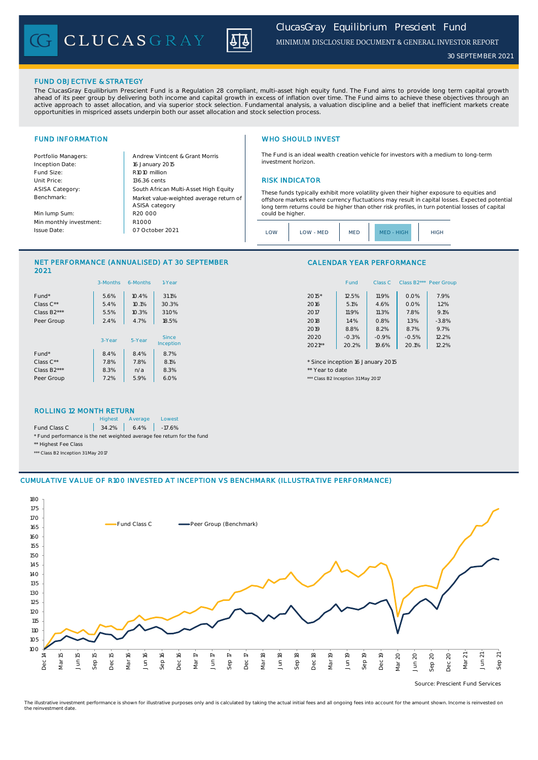# ClucasGray Equilibrium Prescient Fund

MINIMUM DISCLOSURE DOCUMENT & GENERAL INVESTOR REPORT

30 SEPTEMBER 2021

## FUND OBJECTIVE & STRATEGY

The ClucasGray Equilibrium Prescient Fund is a Regulation 28 compliant, multi-asset high equity fund. The Fund aims to provide long term capital growth ahead of its peer group by delivering both income and capital growth in excess of inflation over time. The Fund aims to achieve these objectives through an active approach to asset allocation, and via superior stock selection. Fundamental analysis, a valuation discipline and a belief that inefficient markets create opportunities in mispriced assets underpin both our asset allocation and stock selection process.

## FUND INFORMATION

| | |
|---|---|
| Portfolio Managers: | Andrew Vintcent & Grant Morris |
| Inception Date: | 16 January 2015 |
| Fund Size: | R1010 million |
| Unit Price: | 136.36 cents |
| ASISA Category: | South African Multi-Asset High Equity |
| Benchmark: | Market value-weighted average return of ASISA category |
| Min lump Sum: | R20 000 |
| Min monthly investment: | R1000 |
| Issue Date: | 07 October 2021 |

## WHO SHOULD INVEST

The Fund is an ideal wealth creation vehicle for investors with a medium to long-term investment horizon.

## RISK INDICATOR

These funds typically exhibit more volatility given their higher exposure to equities and offshore markets where currency fluctuations may result in capital losses. Expected potential long term returns could be higher than other risk profiles, in turn potential losses of capital could be higher.

| LOW | LOW - MED | MED | **MED - HIGH** | HIGH |
|---|---|---|---|---|

## NET PERFORMANCE (ANNUALISED) AT 30 SEPTEMBER 2021

| | 3-Months | 6-Months | 1-Year |
|---|---|---|---|
| Fund* | 5.6% | 10.4% | 31.1% |
| Class C** | 5.4% | 10.1% | 30.3% |
| Class B2*** | 5.5% | 10.3% | 31.0% |
| Peer Group | 2.4% | 4.7% | 18.5% |

| | 3-Year | 5-Year | Since Inception |
|---|---|---|---|
| Fund* | 8.4% | 8.4% | 8.7% |
| Class C** | 7.8% | 7.8% | 8.1% |
| Class B2*** | 8.3% | n/a | 8.3% |
| Peer Group | 7.2% | 5.9% | 6.0% |

## CALENDAR YEAR PERFORMANCE

| | Fund | Class C | Class B2*** | Peer Group |
|---|---|---|---|---|
| 2015* | 12.5% | 11.9% | 0.0% | 7.9% |
| 2016 | 5.1% | 4.6% | 0.0% | 1.2% |
| 2017 | 11.9% | 11.3% | 7.8% | 9.1% |
| 2018 | 1.4% | 0.8% | 1.3% | -3.8% |
| 2019 | 8.8% | 8.2% | 8.7% | 9.7% |
| 2020 | -0.3% | -0.9% | -0.5% | 12.2% |
| 2021** | 20.2% | 19.6% | 20.1% | 12.2% |

\* Since inception 16 January 2015

** Year to date

*** Class B2 Inception 31 May 2017

## ROLLING 12 MONTH RETURN

| | Highest | Average | Lowest |
|---|---|---|---|
| Fund Class C | 34.2% | 6.4% | -17.6% |

\* Fund performance is the net weighted average fee return for the fund

** Highest Fee Class

*** Class B2 Inception 31 May 2017

## CUMULATIVE VALUE OF R100 INVESTED AT INCEPTION VS BENCHMARK (ILLUSTRATIVE PERFORMANCE)

Source: Prescient Fund Services

The illustrative investment performance is shown for illustrative purposes only and is calculated by taking the actual initial fees and all ongoing fees into account for the amount shown. Income is reinvested on the reinvestment date.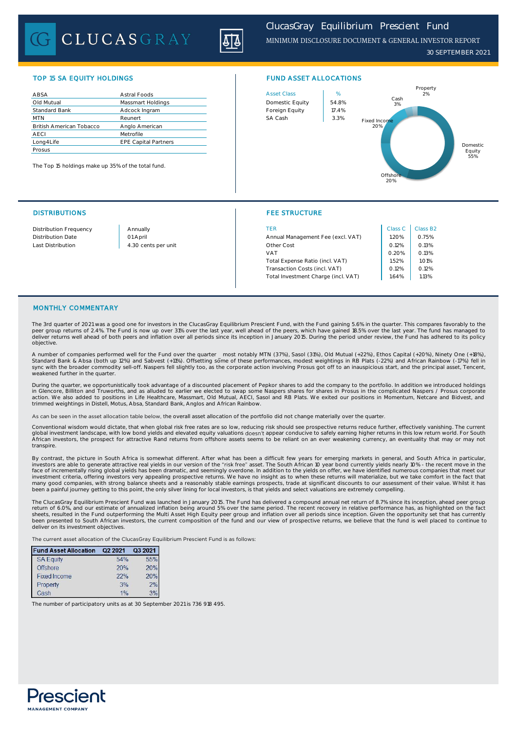## TOP 15 SA EQUITY HOLDINGS

| | |
|---|---|
| ABSA | Astral Foods |
| Old Mutual | Massmart Holdings |
| Standard Bank | Adcock Ingram |
| MTN | Reunert |
| British American Tobacco | Anglo American |
| AECI | Metrofile |
| Long4Life | EPE Capital Partners |
| Prosus | |

The Top 15 holdings make up 35% of the total fund.

## FUND ASSET ALLOCATIONS

| Asset Class | % |
|---|---|
| Domestic Equity | 54.8% |
| Foreign Equity | 17.4% |
| SA Cash | 3.3% |

Property 2%
Cash 3%
Fixed Income 20%
Domestic Equity 55%
Offshore 20%

## DISTRIBUTIONS

| | |
|---|---|
| Distribution Frequency | Annually |
| Distribution Date | 01 April |
| Last Distribution | 4.30 cents per unit |

## FEE STRUCTURE

| TER | Class C | Class B2 |
|---|---|---|
| Annual Management Fee (excl. VAT) | 1.20% | 0.75% |
| Other Cost | 0.12% | 0.13% |
| VAT | 0.20% | 0.13% |
| Total Expense Ratio (incl. VAT) | 1.52% | 1.01% |
| Transaction Costs (incl. VAT) | 0.12% | 0.12% |
| Total Investment Charge (incl. VAT) | 1.64% | 1.13% |

## MONTHLY COMMENTARY

The 3rd quarter of 2021 was a good one for investors in the ClucasGray Equilibrium Prescient Fund, with the Fund gaining 5.6% in the quarter. This compares favorably to the peer group returns of 2.4%. The Fund is now up over 31% over the last year, well ahead of the peers, which have gained 18.5% over the last year. The fund has managed to deliver returns well ahead of both peers and inflation over all periods since its inception in January 2015. During the period under review, the Fund has adhered to its policy objective.

A number of companies performed well for the Fund over the quarter  most notably MTN (37%), Sasol (31%), Old Mutual (+22%), Ethos Capital (+20%), Ninety One (+18%), Standard Bank & Absa (both up 12%) and Sabvest (+11%). Offsetting some of these performances, modest weightings in RB Plats (-22%) and African Rainbow (-17%) fell in sync with the broader commodity sell-off. Naspers fell slightly too, as the corporate action involving Prosus got off to an inauspicious start, and the principal asset, Tencent, weakened further in the quarter.

During the quarter, we opportunistically took advantage of a discounted placement of Pepkor shares to add the company to the portfolio. In addition we introduced holdings in Glencore, Billiton and Truworths, and as alluded to earlier we elected to swap some Naspers shares for shares in Prosus in the complicated Naspers / Prosus corporate action. We also added to positions in Life Healthcare, Massmart, Old Mutual, AECI, Sasol and RB Plats. We exited our positions in Momentum, Netcare and Bidvest, and trimmed weightings in Distell, Motus, Absa, Standard Bank, Anglos and African Rainbow.

As can be seen in the asset allocation table below, the overall asset allocation of the portfolio did not change materially over the quarter.

Conventional wisdom would dictate, that when global risk free rates are so low, reducing risk should see prospective returns reduce further, effectively vanishing. The current global investment landscape, with low bond yields and elevated equity valuations doesn't appear conducive to safely earning higher returns in this low return world. For South African investors, the prospect for attractive Rand returns from offshore assets seems to be reliant on an ever weakening currency, an eventuality that may or may not transpire.

By contrast, the picture in South Africa is somewhat different. After what has been a difficult few years for emerging markets in general, and South Africa in particular, investors are able to generate attractive real yields in our version of the "risk free" asset. The South African 10 year bond currently yields nearly 10% - the recent move in the face of incrementally rising global yields has been dramatic, and seemingly overdone. In addition to the yields on offer, we have identified numerous companies that meet our investment criteria, offering investors very appealing prospective returns. We have no insight as to when these returns will materialize, but we take comfort in the fact that many good companies, with strong balance sheets and a reasonably stable earnings prospects, trade at significant discounts to our assessment of their value. Whilst it has been a painful journey getting to this point, the only silver lining for local investors, is that yields and select valuations are extremely compelling.

The ClucasGray Equilibrium Prescient Fund was launched in January 2015. The Fund has delivered a compound annual net return of 8.7% since its inception, ahead peer group return of 6.0%, and our estimate of annualized inflation being around 5% over the same period. The recent recovery in relative performance has, as highlighted on the fact sheets, resulted in the Fund outperforming the Multi Asset High Equity peer group and inflation over all periods since inception. Given the opportunity set that has currently been presented to South African investors, the current composition of the fund and our view of prospective returns, we believe that the fund is well placed to continue to deliver on its investment objectives.

The current asset allocation of the ClucasGray Equilibrium Prescient Fund is as follows:

| Fund Asset Allocation | Q2 2021 | Q3 2021 |
|---|---|---|
| SA Equity | 54% | 55% |
| Offshore | 20% | 20% |
| Fixed Income | 22% | 20% |
| Property | 3% | 2% |
| Cash | 1% | 3% |

The number of participatory units as at 30 September 2021 is 736 918 495.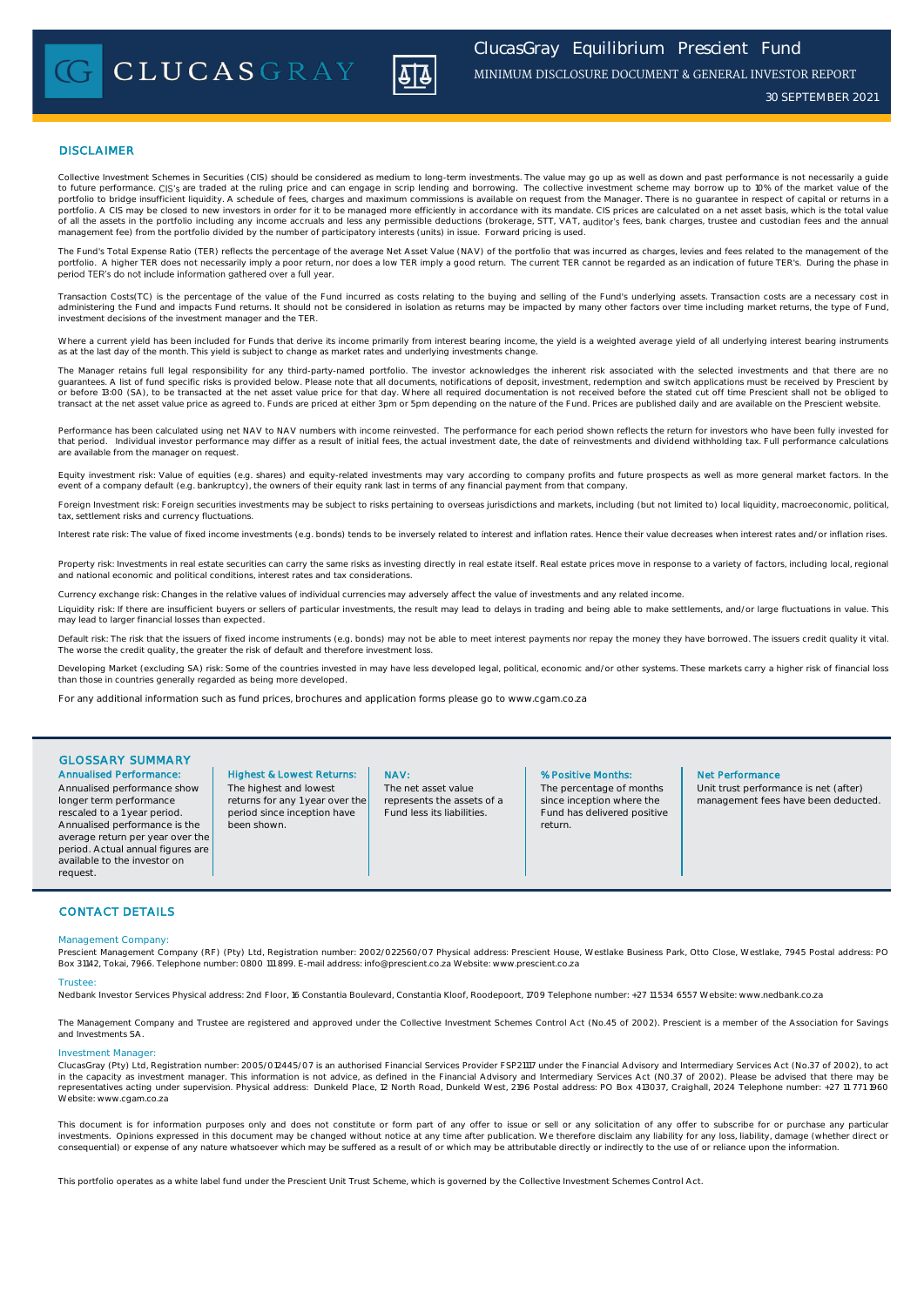# ClucasGray Equilibrium Prescient Fund

MINIMUM DISCLOSURE DOCUMENT & GENERAL INVESTOR REPORT

30 SEPTEMBER 2021

## DISCLAIMER

Collective Investment Schemes in Securities (CIS) should be considered as medium to long-term investments. The value may go up as well as down and past performance is not necessarily a guide to future performance. CIS's are traded at the ruling price and can engage in scrip lending and borrowing. The collective investment scheme may borrow up to 10% of the market value of the portfolio to bridge insufficient liquidity. A schedule of fees, charges and maximum commissions is available on request from the Manager. There is no guarantee in respect of capital or returns in a portfolio. A CIS may be closed to new investors in order for it to be managed more efficiently in accordance with its mandate. CIS prices are calculated on a net asset basis, which is the total value of all the assets in the portfolio including any income accruals and less any permissible deductions (brokerage, STT, VAT, auditor's fees, bank charges, trustee and custodian fees and the annual management fee) from the portfolio divided by the number of participatory interests (units) in issue. Forward pricing is used.

The Fund's Total Expense Ratio (TER) reflects the percentage of the average Net Asset Value (NAV) of the portfolio that was incurred as charges, levies and fees related to the management of the portfolio. A higher TER does not necessarily imply a poor return, nor does a low TER imply a good return. The current TER cannot be regarded as an indication of future TER's. During the phase in period TER's do not include information gathered over a full year.

Transaction Costs(TC) is the percentage of the value of the Fund incurred as costs relating to the buying and selling of the Fund's underlying assets. Transaction costs are a necessary cost in administering the Fund and impacts Fund returns. It should not be considered in isolation as returns may be impacted by many other factors over time including market returns, the type of Fund, investment decisions of the investment manager and the TER.

Where a current yield has been included for Funds that derive its income primarily from interest bearing income, the yield is a weighted average yield of all underlying interest bearing instruments as at the last day of the month. This yield is subject to change as market rates and underlying investments change.

The Manager retains full legal responsibility for any third-party-named portfolio. The investor acknowledges the inherent risk associated with the selected investments and that there are no guarantees. A list of fund specific risks is provided below. Please note that all documents, notifications of deposit, investment, redemption and switch applications must be received by Prescient by or before 13:00 (SA), to be transacted at the net asset value price for that day. Where all required documentation is not received before the stated cut off time Prescient shall not be obliged to transact at the net asset value price as agreed to. Funds are priced at either 3pm or 5pm depending on the nature of the Fund. Prices are published daily and are available on the Prescient website.

Performance has been calculated using net NAV to NAV numbers with income reinvested. The performance for each period shown reflects the return for investors who have been fully invested for that period. Individual investor performance may differ as a result of initial fees, the actual investment date, the date of reinvestments and dividend withholding tax. Full performance calculations are available from the manager on request.

Equity investment risk: Value of equities (e.g. shares) and equity-related investments may vary according to company profits and future prospects as well as more general market factors. In the event of a company default (e.g. bankruptcy), the owners of their equity rank last in terms of any financial payment from that company.

Foreign Investment risk: Foreign securities investments may be subject to risks pertaining to overseas jurisdictions and markets, including (but not limited to) local liquidity, macroeconomic, political, tax, settlement risks and currency fluctuations.

Interest rate risk: The value of fixed income investments (e.g. bonds) tends to be inversely related to interest and inflation rates. Hence their value decreases when interest rates and/or inflation rises.

Property risk: Investments in real estate securities can carry the same risks as investing directly in real estate itself. Real estate prices move in response to a variety of factors, including local, regional and national economic and political conditions, interest rates and tax considerations.

Currency exchange risk: Changes in the relative values of individual currencies may adversely affect the value of investments and any related income.

Liquidity risk: If there are insufficient buyers or sellers of particular investments, the result may lead to delays in trading and being able to make settlements, and/or large fluctuations in value. This may lead to larger financial losses than expected.

Default risk: The risk that the issuers of fixed income instruments (e.g. bonds) may not be able to meet interest payments nor repay the money they have borrowed. The issuers credit quality it vital. The worse the credit quality, the greater the risk of default and therefore investment loss.

Developing Market (excluding SA) risk: Some of the countries invested in may have less developed legal, political, economic and/or other systems. These markets carry a higher risk of financial loss than those in countries generally regarded as being more developed.

For any additional information such as fund prices, brochures and application forms please go to www.cgam.co.za

## GLOSSARY SUMMARY

**Annualised Performance:** Annualised performance show longer term performance rescaled to a 1 year period. Annualised performance is the average return per year over the period. Actual annual figures are available to the investor on request.

**Highest & Lowest Returns:** The highest and lowest returns for any 1 year over the period since inception have been shown.

**NAV:** The net asset value represents the assets of a Fund less its liabilities.

**% Positive Months:** The percentage of months since inception where the Fund has delivered positive return.

**Net Performance** Unit trust performance is net (after) management fees have been deducted.

## CONTACT DETAILS

### Management Company:

Prescient Management Company (RF) (Pty) Ltd, Registration number: 2002/022560/07 Physical address: Prescient House, Westlake Business Park, Otto Close, Westlake, 7945 Postal address: PO Box 31142, Tokai, 7966. Telephone number: 0800 111 899. E-mail address: info@prescient.co.za Website: www.prescient.co.za

### Trustee:

Nedbank Investor Services Physical address: 2nd Floor, 16 Constantia Boulevard, Constantia Kloof, Roodepoort, 1709 Telephone number: +27 11 534 6557 Website: www.nedbank.co.za

The Management Company and Trustee are registered and approved under the Collective Investment Schemes Control Act (No.45 of 2002). Prescient is a member of the Association for Savings and Investments SA.

### Investment Manager:

ClucasGray (Pty) Ltd, Registration number: 2005/012445/07 is an authorised Financial Services Provider FSP21117 under the Financial Advisory and Intermediary Services Act (No.37 of 2002), to act in the capacity as investment manager. This information is not advice, as defined in the Financial Advisory and Intermediary Services Act (N0.37 of 2002). Please be advised that there may be representatives acting under supervision. Physical address: Dunkeld Place, 12 North Road, Dunkeld West, 2196 Postal address: PO Box 413037, Craighall, 2024 Telephone number: +27 11 771 1960 Website: www.cgam.co.za

This document is for information purposes only and does not constitute or form part of any offer to issue or sell or any solicitation of any offer to subscribe for or purchase any particular investments. Opinions expressed in this document may be changed without notice at any time after publication. We therefore disclaim any liability for any loss, liability, damage (whether direct or consequential) or expense of any nature whatsoever which may be suffered as a result of or which may be attributable directly or indirectly to the use of or reliance upon the information.

This portfolio operates as a white label fund under the Prescient Unit Trust Scheme, which is governed by the Collective Investment Schemes Control Act.